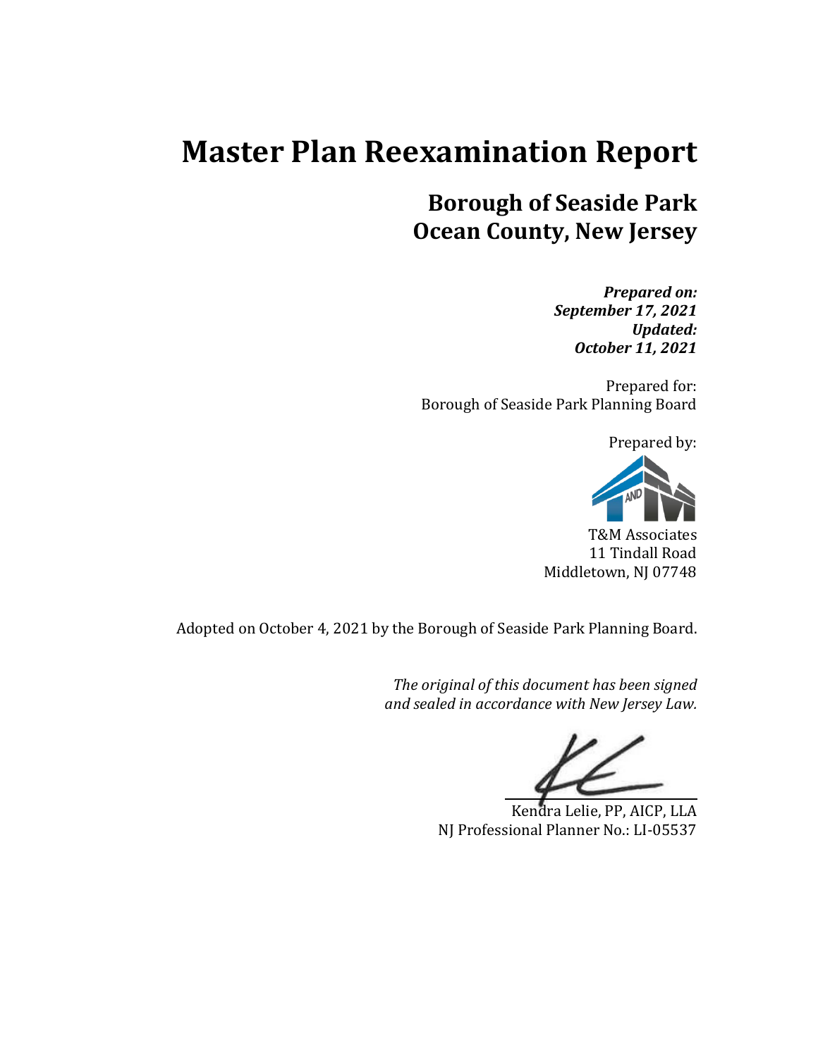# Master Plan Reexamination Report

## Borough of Seaside Park
## Ocean County, New Jersey

***Prepared on:***
***September 17, 2021***
***Updated:***
***October 11, 2021***

Prepared for:
Borough of Seaside Park Planning Board

Prepared by:

T&M Associates
11 Tindall Road
Middletown, NJ 07748

Adopted on October 4, 2021 by the Borough of Seaside Park Planning Board.

*The original of this document has been signed and sealed in accordance with New Jersey Law.*

Kendra Lelie, PP, AICP, LLA
NJ Professional Planner No.: LI-05537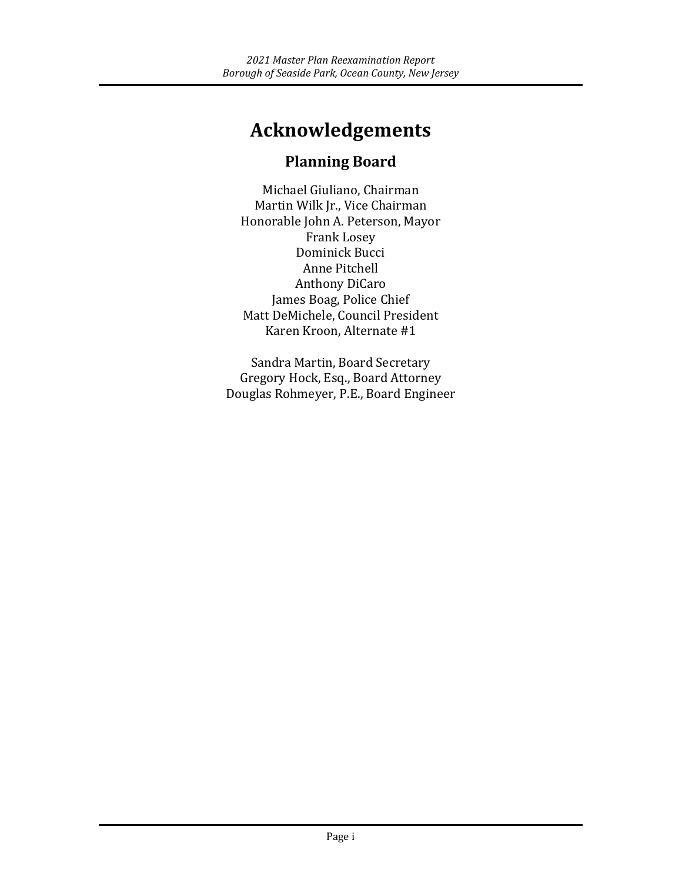# Acknowledgements

## Planning Board

Michael Giuliano, Chairman
Martin Wilk Jr., Vice Chairman
Honorable John A. Peterson, Mayor
Frank Losey
Dominick Bucci
Anne Pitchell
Anthony DiCaro
James Boag, Police Chief
Matt DeMichele, Council President
Karen Kroon, Alternate #1

Sandra Martin, Board Secretary
Gregory Hock, Esq., Board Attorney
Douglas Rohmeyer, P.E., Board Engineer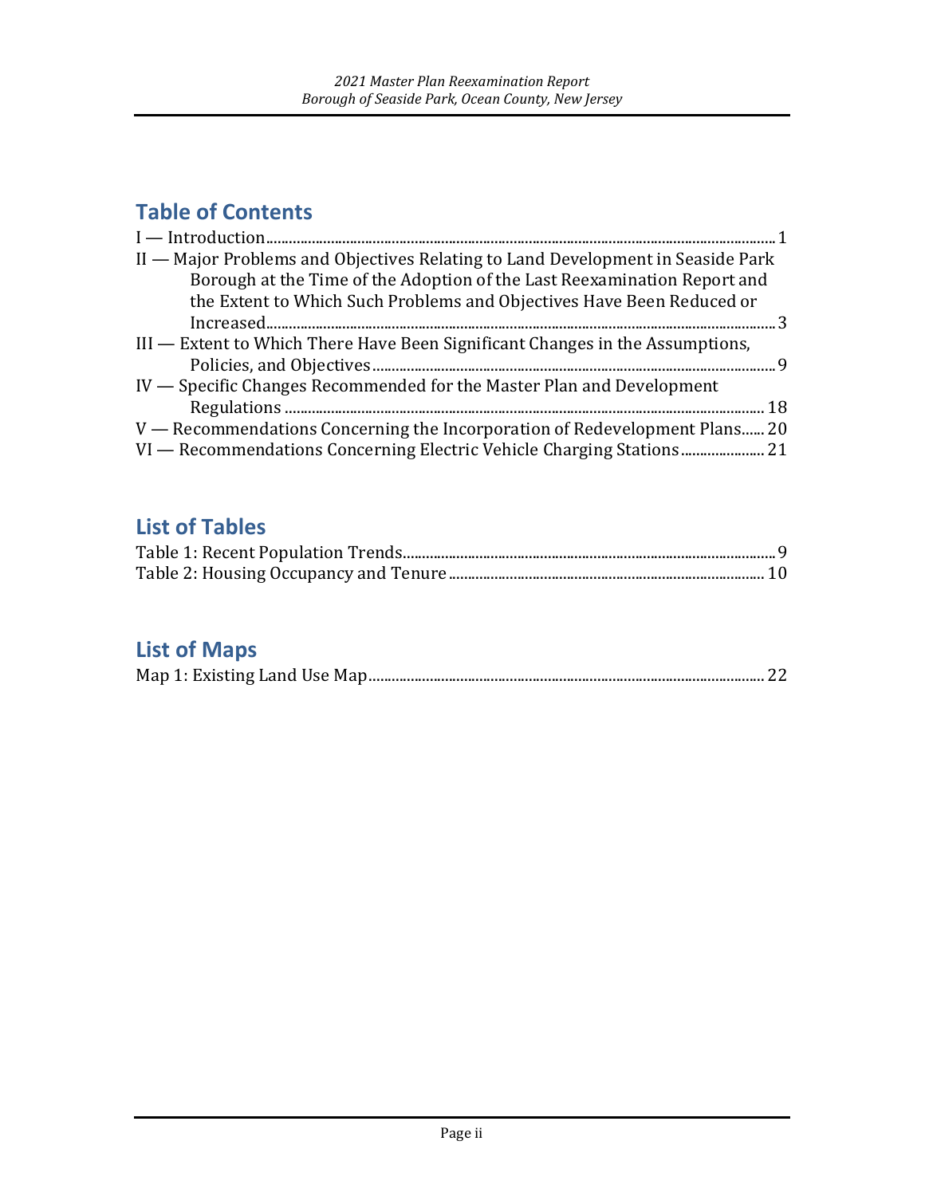## Table of Contents

I — Introduction .......... 1

II — Major Problems and Objectives Relating to Land Development in Seaside Park Borough at the Time of the Adoption of the Last Reexamination Report and the Extent to Which Such Problems and Objectives Have Been Reduced or Increased .......... 3

III — Extent to Which There Have Been Significant Changes in the Assumptions, Policies, and Objectives .......... 9

IV — Specific Changes Recommended for the Master Plan and Development Regulations .......... 18

V — Recommendations Concerning the Incorporation of Redevelopment Plans .......... 20

VI — Recommendations Concerning Electric Vehicle Charging Stations .......... 21

## List of Tables

Table 1: Recent Population Trends .......... 9

Table 2: Housing Occupancy and Tenure .......... 10

## List of Maps

Map 1: Existing Land Use Map .......... 22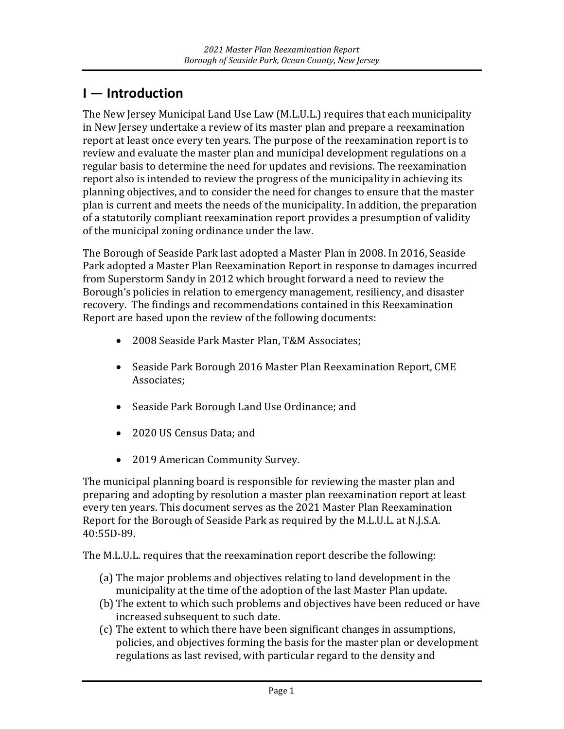# I — Introduction

The New Jersey Municipal Land Use Law (M.L.U.L.) requires that each municipality in New Jersey undertake a review of its master plan and prepare a reexamination report at least once every ten years. The purpose of the reexamination report is to review and evaluate the master plan and municipal development regulations on a regular basis to determine the need for updates and revisions. The reexamination report also is intended to review the progress of the municipality in achieving its planning objectives, and to consider the need for changes to ensure that the master plan is current and meets the needs of the municipality. In addition, the preparation of a statutorily compliant reexamination report provides a presumption of validity of the municipal zoning ordinance under the law.

The Borough of Seaside Park last adopted a Master Plan in 2008. In 2016, Seaside Park adopted a Master Plan Reexamination Report in response to damages incurred from Superstorm Sandy in 2012 which brought forward a need to review the Borough's policies in relation to emergency management, resiliency, and disaster recovery. The findings and recommendations contained in this Reexamination Report are based upon the review of the following documents:

- 2008 Seaside Park Master Plan, T&M Associates;
- Seaside Park Borough 2016 Master Plan Reexamination Report, CME Associates;
- Seaside Park Borough Land Use Ordinance; and
- 2020 US Census Data; and
- 2019 American Community Survey.

The municipal planning board is responsible for reviewing the master plan and preparing and adopting by resolution a master plan reexamination report at least every ten years. This document serves as the 2021 Master Plan Reexamination Report for the Borough of Seaside Park as required by the M.L.U.L. at N.J.S.A. 40:55D-89.

The M.L.U.L. requires that the reexamination report describe the following:

(a) The major problems and objectives relating to land development in the municipality at the time of the adoption of the last Master Plan update.
(b) The extent to which such problems and objectives have been reduced or have increased subsequent to such date.
(c) The extent to which there have been significant changes in assumptions, policies, and objectives forming the basis for the master plan or development regulations as last revised, with particular regard to the density and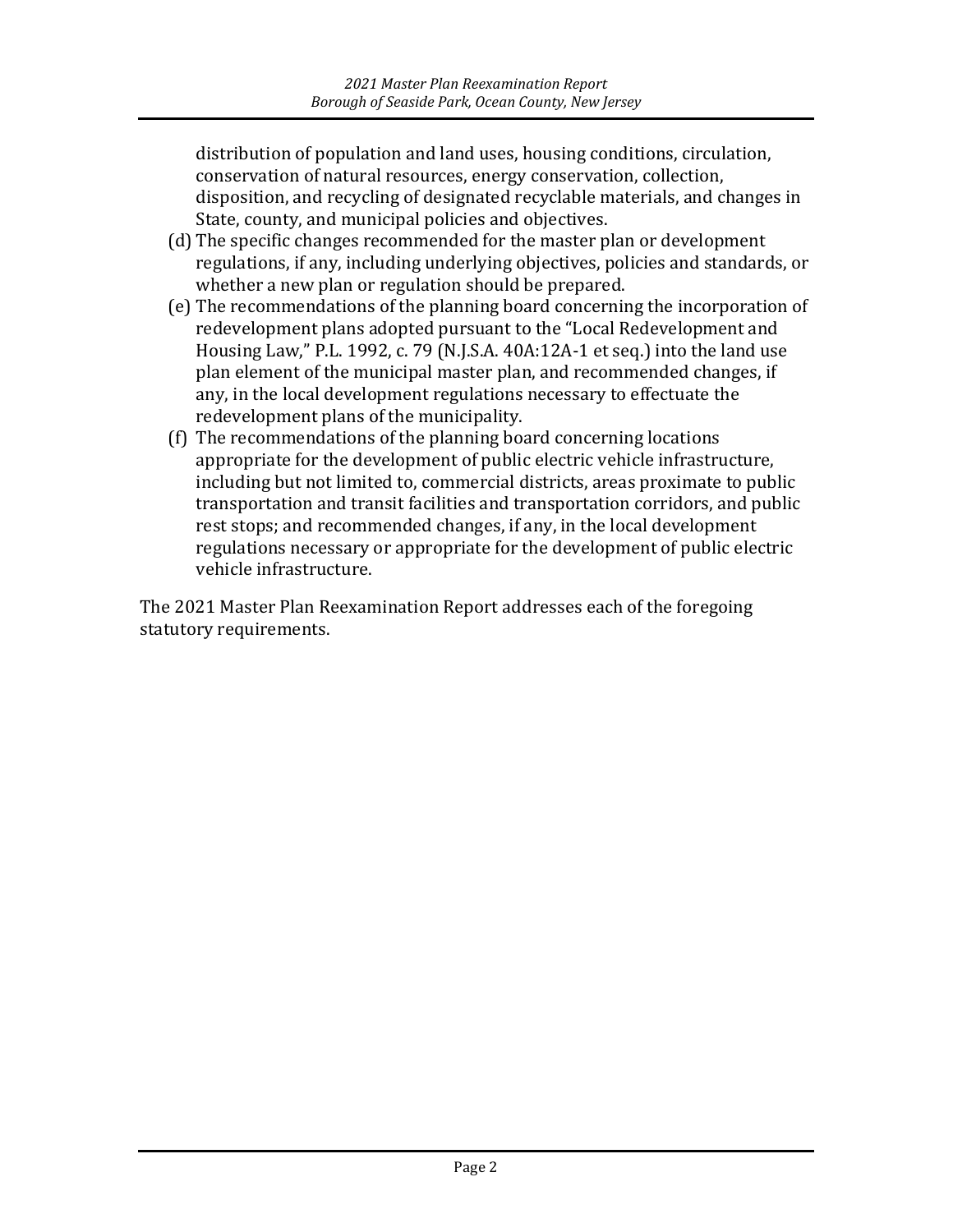distribution of population and land uses, housing conditions, circulation, conservation of natural resources, energy conservation, collection, disposition, and recycling of designated recyclable materials, and changes in State, county, and municipal policies and objectives.

(d) The specific changes recommended for the master plan or development regulations, if any, including underlying objectives, policies and standards, or whether a new plan or regulation should be prepared.

(e) The recommendations of the planning board concerning the incorporation of redevelopment plans adopted pursuant to the "Local Redevelopment and Housing Law," P.L. 1992, c. 79 (N.J.S.A. 40A:12A-1 et seq.) into the land use plan element of the municipal master plan, and recommended changes, if any, in the local development regulations necessary to effectuate the redevelopment plans of the municipality.

(f) The recommendations of the planning board concerning locations appropriate for the development of public electric vehicle infrastructure, including but not limited to, commercial districts, areas proximate to public transportation and transit facilities and transportation corridors, and public rest stops; and recommended changes, if any, in the local development regulations necessary or appropriate for the development of public electric vehicle infrastructure.

The 2021 Master Plan Reexamination Report addresses each of the foregoing statutory requirements.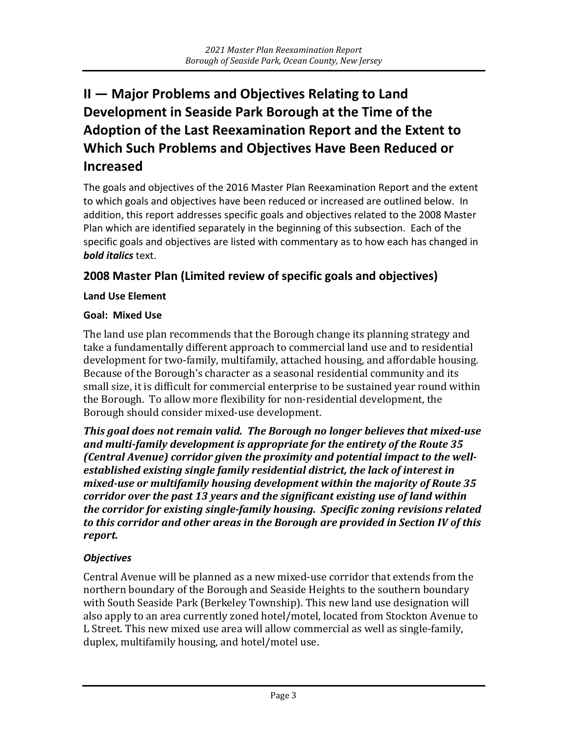# II — Major Problems and Objectives Relating to Land Development in Seaside Park Borough at the Time of the Adoption of the Last Reexamination Report and the Extent to Which Such Problems and Objectives Have Been Reduced or Increased

The goals and objectives of the 2016 Master Plan Reexamination Report and the extent to which goals and objectives have been reduced or increased are outlined below. In addition, this report addresses specific goals and objectives related to the 2008 Master Plan which are identified separately in the beginning of this subsection. Each of the specific goals and objectives are listed with commentary as to how each has changed in ***bold italics*** text.

## 2008 Master Plan (Limited review of specific goals and objectives)

**Land Use Element**

**Goal: Mixed Use**

The land use plan recommends that the Borough change its planning strategy and take a fundamentally different approach to commercial land use and to residential development for two-family, multifamily, attached housing, and affordable housing. Because of the Borough's character as a seasonal residential community and its small size, it is difficult for commercial enterprise to be sustained year round within the Borough. To allow more flexibility for non-residential development, the Borough should consider mixed-use development.

***This goal does not remain valid. The Borough no longer believes that mixed-use and multi-family development is appropriate for the entirety of the Route 35 (Central Avenue) corridor given the proximity and potential impact to the well-established existing single family residential district, the lack of interest in mixed-use or multifamily housing development within the majority of Route 35 corridor over the past 13 years and the significant existing use of land within the corridor for existing single-family housing. Specific zoning revisions related to this corridor and other areas in the Borough are provided in Section IV of this report.***

***Objectives***

Central Avenue will be planned as a new mixed-use corridor that extends from the northern boundary of the Borough and Seaside Heights to the southern boundary with South Seaside Park (Berkeley Township). This new land use designation will also apply to an area currently zoned hotel/motel, located from Stockton Avenue to L Street. This new mixed use area will allow commercial as well as single-family, duplex, multifamily housing, and hotel/motel use.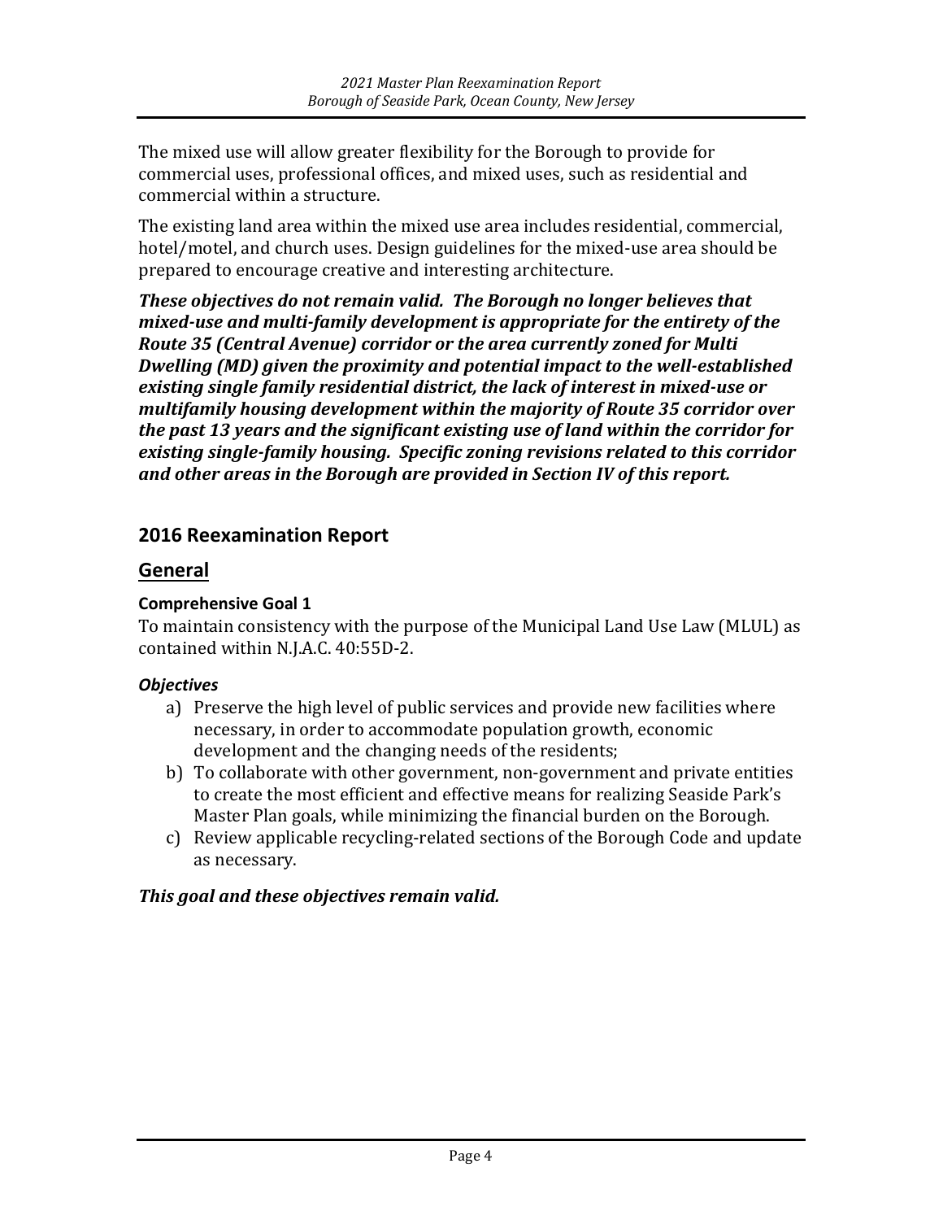The mixed use will allow greater flexibility for the Borough to provide for commercial uses, professional offices, and mixed uses, such as residential and commercial within a structure.

The existing land area within the mixed use area includes residential, commercial, hotel/motel, and church uses. Design guidelines for the mixed-use area should be prepared to encourage creative and interesting architecture.

***These objectives do not remain valid. The Borough no longer believes that mixed-use and multi-family development is appropriate for the entirety of the Route 35 (Central Avenue) corridor or the area currently zoned for Multi Dwelling (MD) given the proximity and potential impact to the well-established existing single family residential district, the lack of interest in mixed-use or multifamily housing development within the majority of Route 35 corridor over the past 13 years and the significant existing use of land within the corridor for existing single-family housing. Specific zoning revisions related to this corridor and other areas in the Borough are provided in Section IV of this report.***

## 2016 Reexamination Report

## General

### Comprehensive Goal 1

To maintain consistency with the purpose of the Municipal Land Use Law (MLUL) as contained within N.J.A.C. 40:55D-2.

***Objectives***

a) Preserve the high level of public services and provide new facilities where necessary, in order to accommodate population growth, economic development and the changing needs of the residents;
b) To collaborate with other government, non-government and private entities to create the most efficient and effective means for realizing Seaside Park's Master Plan goals, while minimizing the financial burden on the Borough.
c) Review applicable recycling-related sections of the Borough Code and update as necessary.

***This goal and these objectives remain valid.***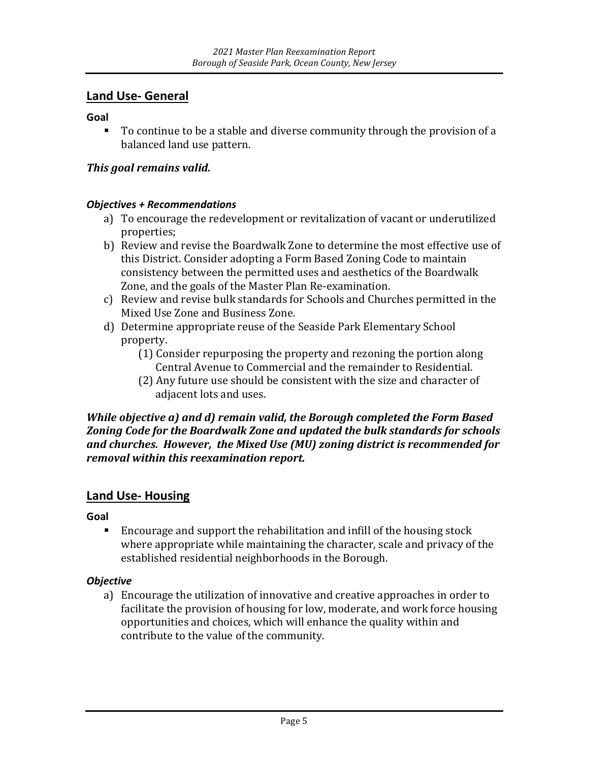## Land Use- General

**Goal**

- To continue to be a stable and diverse community through the provision of a balanced land use pattern.

***This goal remains valid.***

***Objectives + Recommendations***

a) To encourage the redevelopment or revitalization of vacant or underutilized properties;
b) Review and revise the Boardwalk Zone to determine the most effective use of this District. Consider adopting a Form Based Zoning Code to maintain consistency between the permitted uses and aesthetics of the Boardwalk Zone, and the goals of the Master Plan Re-examination.
c) Review and revise bulk standards for Schools and Churches permitted in the Mixed Use Zone and Business Zone.
d) Determine appropriate reuse of the Seaside Park Elementary School property.
   (1) Consider repurposing the property and rezoning the portion along Central Avenue to Commercial and the remainder to Residential.
   (2) Any future use should be consistent with the size and character of adjacent lots and uses.

***While objective a) and d) remain valid, the Borough completed the Form Based Zoning Code for the Boardwalk Zone and updated the bulk standards for schools and churches. However, the Mixed Use (MU) zoning district is recommended for removal within this reexamination report.***

## Land Use- Housing

**Goal**

- Encourage and support the rehabilitation and infill of the housing stock where appropriate while maintaining the character, scale and privacy of the established residential neighborhoods in the Borough.

***Objective***

a) Encourage the utilization of innovative and creative approaches in order to facilitate the provision of housing for low, moderate, and work force housing opportunities and choices, which will enhance the quality within and contribute to the value of the community.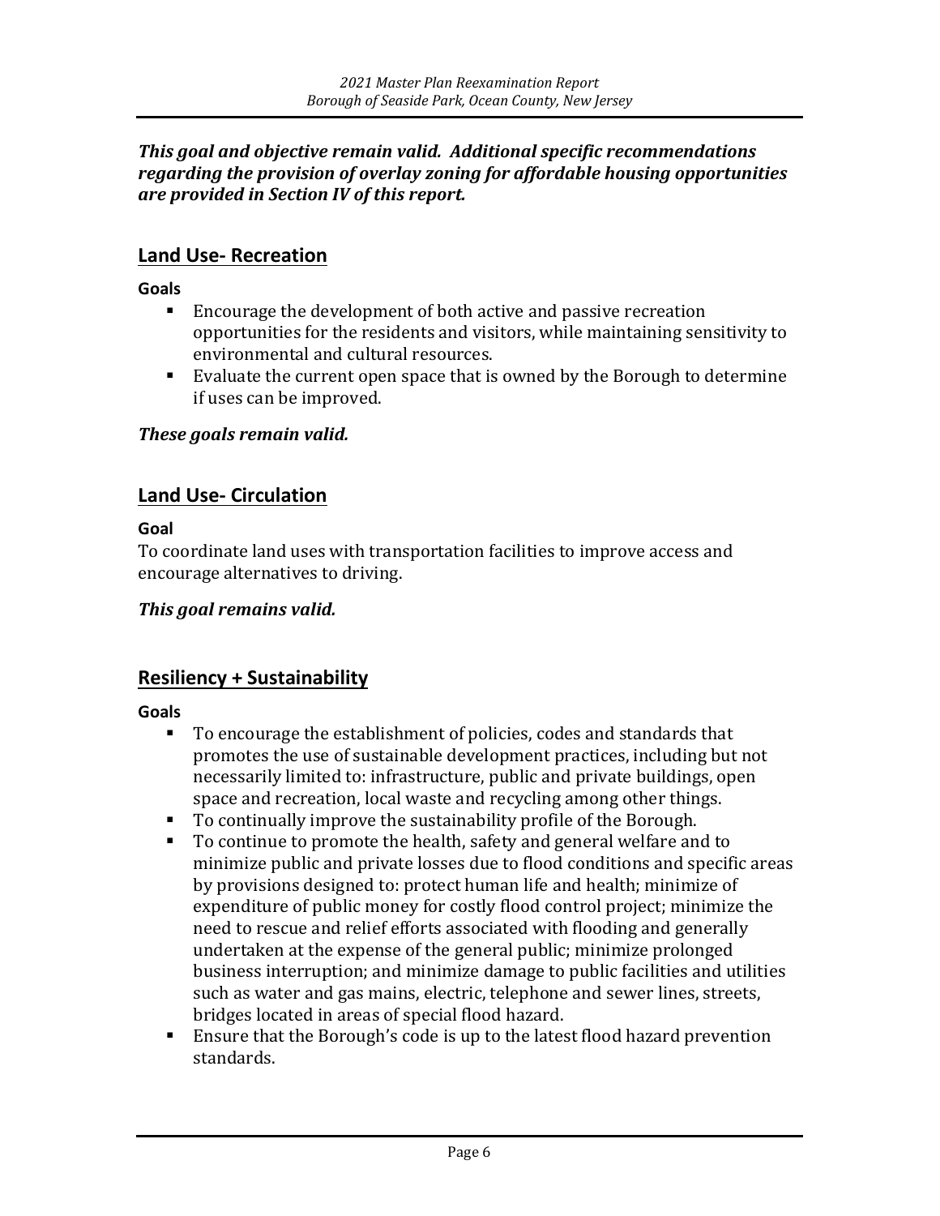***This goal and objective remain valid. Additional specific recommendations regarding the provision of overlay zoning for affordable housing opportunities are provided in Section IV of this report.***

## Land Use- Recreation

**Goals**

- Encourage the development of both active and passive recreation opportunities for the residents and visitors, while maintaining sensitivity to environmental and cultural resources.
- Evaluate the current open space that is owned by the Borough to determine if uses can be improved.

***These goals remain valid.***

## Land Use- Circulation

**Goal**

To coordinate land uses with transportation facilities to improve access and encourage alternatives to driving.

***This goal remains valid.***

## Resiliency + Sustainability

**Goals**

- To encourage the establishment of policies, codes and standards that promotes the use of sustainable development practices, including but not necessarily limited to: infrastructure, public and private buildings, open space and recreation, local waste and recycling among other things.
- To continually improve the sustainability profile of the Borough.
- To continue to promote the health, safety and general welfare and to minimize public and private losses due to flood conditions and specific areas by provisions designed to: protect human life and health; minimize of expenditure of public money for costly flood control project; minimize the need to rescue and relief efforts associated with flooding and generally undertaken at the expense of the general public; minimize prolonged business interruption; and minimize damage to public facilities and utilities such as water and gas mains, electric, telephone and sewer lines, streets, bridges located in areas of special flood hazard.
- Ensure that the Borough's code is up to the latest flood hazard prevention standards.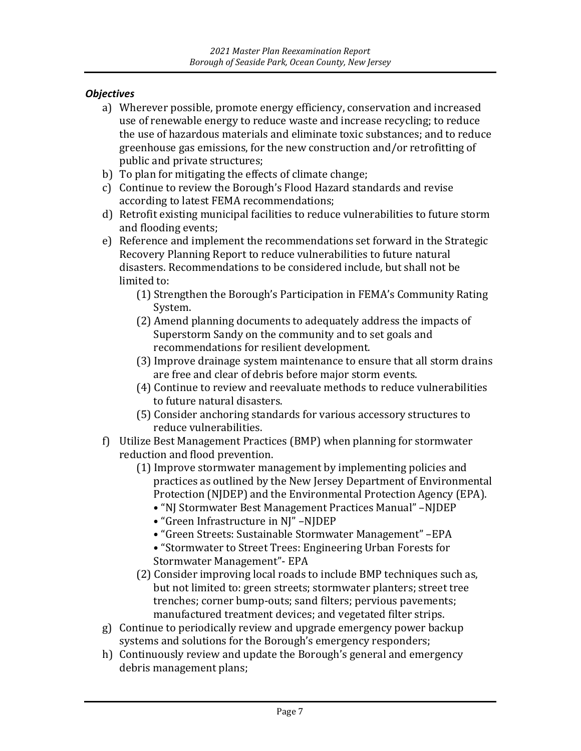***Objectives***

a) Wherever possible, promote energy efficiency, conservation and increased use of renewable energy to reduce waste and increase recycling; to reduce the use of hazardous materials and eliminate toxic substances; and to reduce greenhouse gas emissions, for the new construction and/or retrofitting of public and private structures;
b) To plan for mitigating the effects of climate change;
c) Continue to review the Borough's Flood Hazard standards and revise according to latest FEMA recommendations;
d) Retrofit existing municipal facilities to reduce vulnerabilities to future storm and flooding events;
e) Reference and implement the recommendations set forward in the Strategic Recovery Planning Report to reduce vulnerabilities to future natural disasters. Recommendations to be considered include, but shall not be limited to:
    (1) Strengthen the Borough's Participation in FEMA's Community Rating System.
    (2) Amend planning documents to adequately address the impacts of Superstorm Sandy on the community and to set goals and recommendations for resilient development.
    (3) Improve drainage system maintenance to ensure that all storm drains are free and clear of debris before major storm events.
    (4) Continue to review and reevaluate methods to reduce vulnerabilities to future natural disasters.
    (5) Consider anchoring standards for various accessory structures to reduce vulnerabilities.
f) Utilize Best Management Practices (BMP) when planning for stormwater reduction and flood prevention.
    (1) Improve stormwater management by implementing policies and practices as outlined by the New Jersey Department of Environmental Protection (NJDEP) and the Environmental Protection Agency (EPA).
    - "NJ Stormwater Best Management Practices Manual" –NJDEP
    - "Green Infrastructure in NJ" –NJDEP
    - "Green Streets: Sustainable Stormwater Management" –EPA
    - "Stormwater to Street Trees: Engineering Urban Forests for Stormwater Management"- EPA

    (2) Consider improving local roads to include BMP techniques such as, but not limited to: green streets; stormwater planters; street tree trenches; corner bump-outs; sand filters; pervious pavements; manufactured treatment devices; and vegetated filter strips.
g) Continue to periodically review and upgrade emergency power backup systems and solutions for the Borough's emergency responders;
h) Continuously review and update the Borough's general and emergency debris management plans;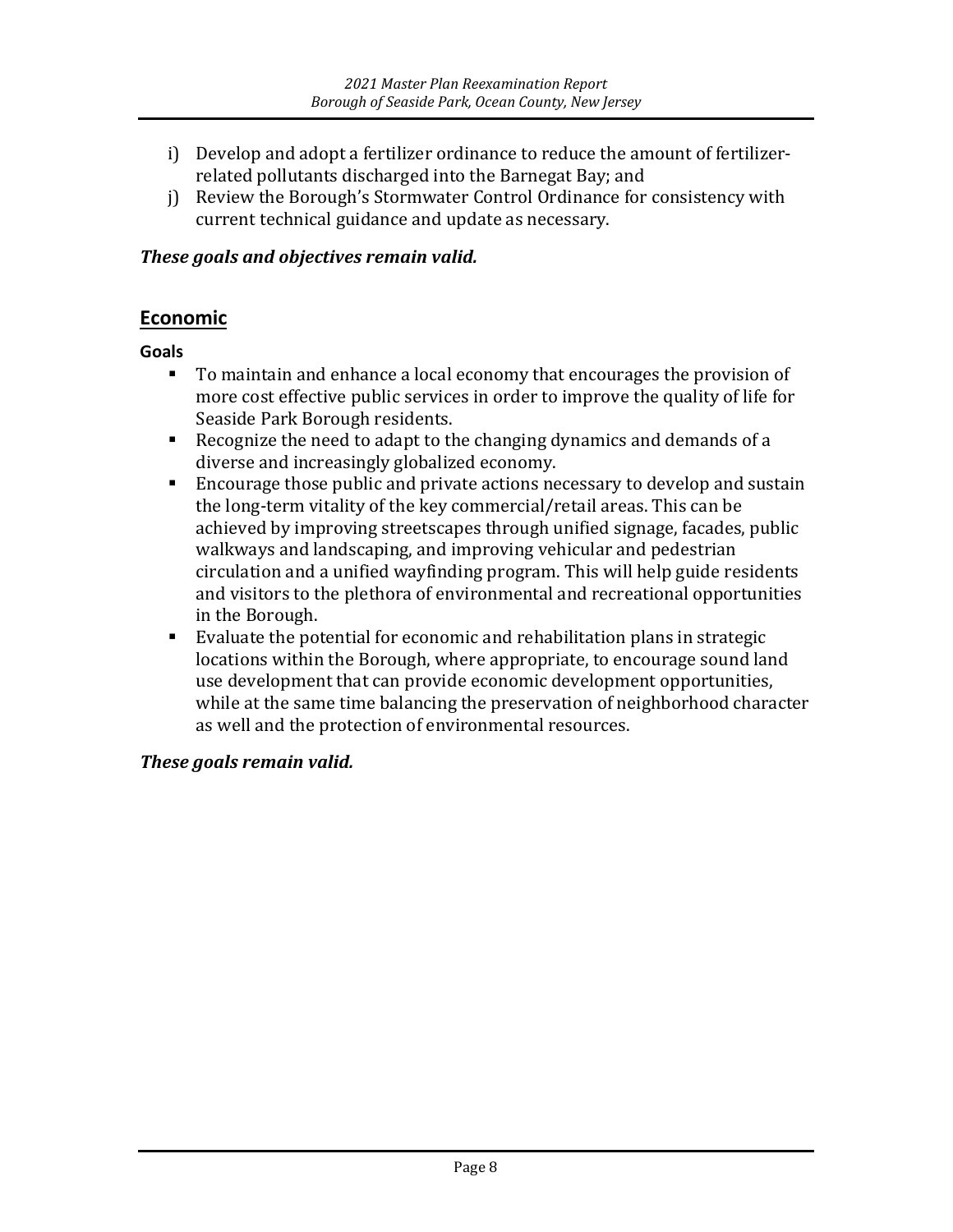i) Develop and adopt a fertilizer ordinance to reduce the amount of fertilizer-related pollutants discharged into the Barnegat Bay; and

j) Review the Borough's Stormwater Control Ordinance for consistency with current technical guidance and update as necessary.

***These goals and objectives remain valid.***

## Economic

**Goals**

- To maintain and enhance a local economy that encourages the provision of more cost effective public services in order to improve the quality of life for Seaside Park Borough residents.
- Recognize the need to adapt to the changing dynamics and demands of a diverse and increasingly globalized economy.
- Encourage those public and private actions necessary to develop and sustain the long-term vitality of the key commercial/retail areas. This can be achieved by improving streetscapes through unified signage, facades, public walkways and landscaping, and improving vehicular and pedestrian circulation and a unified wayfinding program. This will help guide residents and visitors to the plethora of environmental and recreational opportunities in the Borough.
- Evaluate the potential for economic and rehabilitation plans in strategic locations within the Borough, where appropriate, to encourage sound land use development that can provide economic development opportunities, while at the same time balancing the preservation of neighborhood character as well and the protection of environmental resources.

***These goals remain valid.***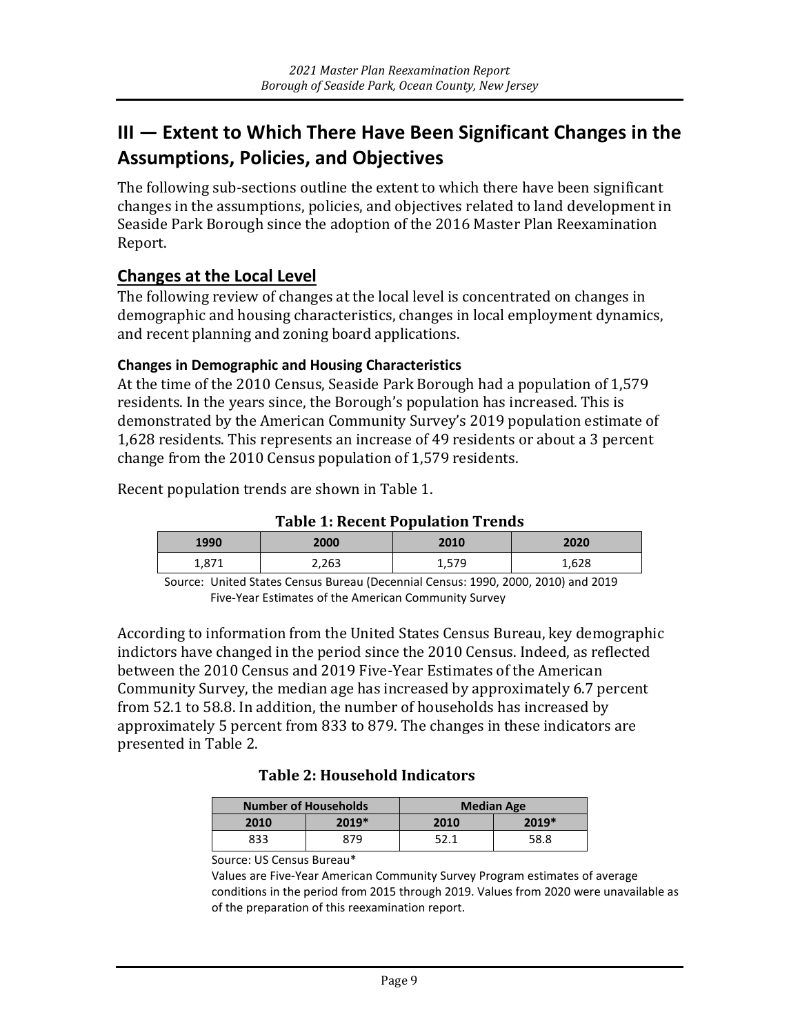## III — Extent to Which There Have Been Significant Changes in the Assumptions, Policies, and Objectives

The following sub-sections outline the extent to which there have been significant changes in the assumptions, policies, and objectives related to land development in Seaside Park Borough since the adoption of the 2016 Master Plan Reexamination Report.

### Changes at the Local Level

The following review of changes at the local level is concentrated on changes in demographic and housing characteristics, changes in local employment dynamics, and recent planning and zoning board applications.

#### Changes in Demographic and Housing Characteristics

At the time of the 2010 Census, Seaside Park Borough had a population of 1,579 residents. In the years since, the Borough's population has increased. This is demonstrated by the American Community Survey's 2019 population estimate of 1,628 residents. This represents an increase of 49 residents or about a 3 percent change from the 2010 Census population of 1,579 residents.

Recent population trends are shown in Table 1.

**Table 1: Recent Population Trends**

| 1990 | 2000 | 2010 | 2020 |
|---|---|---|---|
| 1,871 | 2,263 | 1,579 | 1,628 |

Source: United States Census Bureau (Decennial Census: 1990, 2000, 2010) and 2019 Five-Year Estimates of the American Community Survey

According to information from the United States Census Bureau, key demographic indictors have changed in the period since the 2010 Census. Indeed, as reflected between the 2010 Census and 2019 Five-Year Estimates of the American Community Survey, the median age has increased by approximately 6.7 percent from 52.1 to 58.8. In addition, the number of households has increased by approximately 5 percent from 833 to 879. The changes in these indicators are presented in Table 2.

**Table 2: Household Indicators**

| Number of Households | | Median Age | |
|---|---|---|---|
| 2010 | 2019* | 2010 | 2019* |
| 833 | 879 | 52.1 | 58.8 |

Source: US Census Bureau*

Values are Five-Year American Community Survey Program estimates of average conditions in the period from 2015 through 2019. Values from 2020 were unavailable as of the preparation of this reexamination report.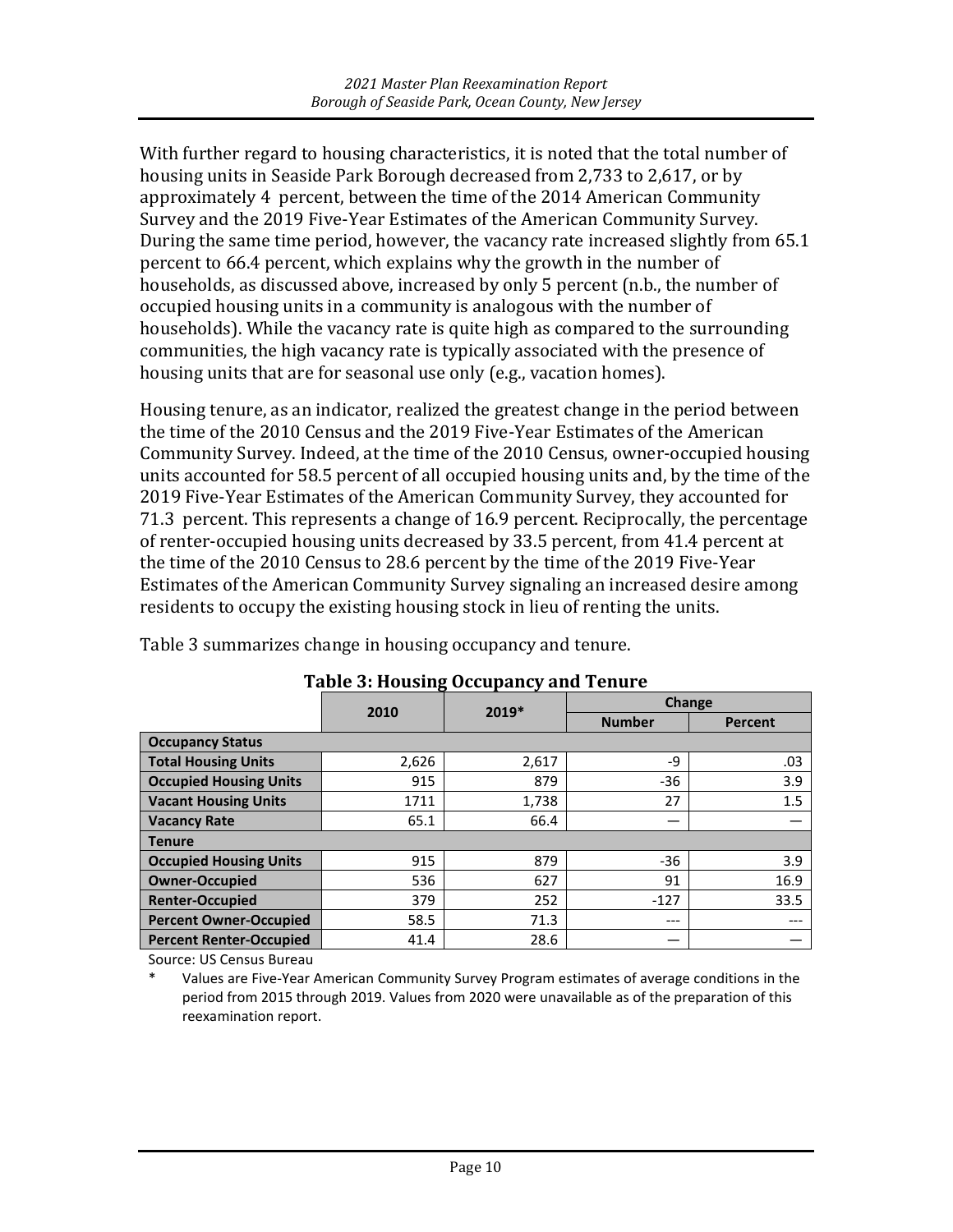With further regard to housing characteristics, it is noted that the total number of housing units in Seaside Park Borough decreased from 2,733 to 2,617, or by approximately 4 percent, between the time of the 2014 American Community Survey and the 2019 Five-Year Estimates of the American Community Survey. During the same time period, however, the vacancy rate increased slightly from 65.1 percent to 66.4 percent, which explains why the growth in the number of households, as discussed above, increased by only 5 percent (n.b., the number of occupied housing units in a community is analogous with the number of households). While the vacancy rate is quite high as compared to the surrounding communities, the high vacancy rate is typically associated with the presence of housing units that are for seasonal use only (e.g., vacation homes).

Housing tenure, as an indicator, realized the greatest change in the period between the time of the 2010 Census and the 2019 Five-Year Estimates of the American Community Survey. Indeed, at the time of the 2010 Census, owner-occupied housing units accounted for 58.5 percent of all occupied housing units and, by the time of the 2019 Five-Year Estimates of the American Community Survey, they accounted for 71.3 percent. This represents a change of 16.9 percent. Reciprocally, the percentage of renter-occupied housing units decreased by 33.5 percent, from 41.4 percent at the time of the 2010 Census to 28.6 percent by the time of the 2019 Five-Year Estimates of the American Community Survey signaling an increased desire among residents to occupy the existing housing stock in lieu of renting the units.

Table 3 summarizes change in housing occupancy and tenure.

**Table 3: Housing Occupancy and Tenure**

| | 2010 | 2019* | Change | |
|---|---|---|---|---|
| | | | **Number** | **Percent** |
| **Occupancy Status** | | | | |
| **Total Housing Units** | 2,626 | 2,617 | -9 | .03 |
| **Occupied Housing Units** | 915 | 879 | -36 | 3.9 |
| **Vacant Housing Units** | 1711 | 1,738 | 27 | 1.5 |
| **Vacancy Rate** | 65.1 | 66.4 | — | — |
| **Tenure** | | | | |
| **Occupied Housing Units** | 915 | 879 | -36 | 3.9 |
| **Owner-Occupied** | 536 | 627 | 91 | 16.9 |
| **Renter-Occupied** | 379 | 252 | -127 | 33.5 |
| **Percent Owner-Occupied** | 58.5 | 71.3 | --- | --- |
| **Percent Renter-Occupied** | 41.4 | 28.6 | — | — |

Source: US Census Bureau

\* Values are Five-Year American Community Survey Program estimates of average conditions in the period from 2015 through 2019. Values from 2020 were unavailable as of the preparation of this reexamination report.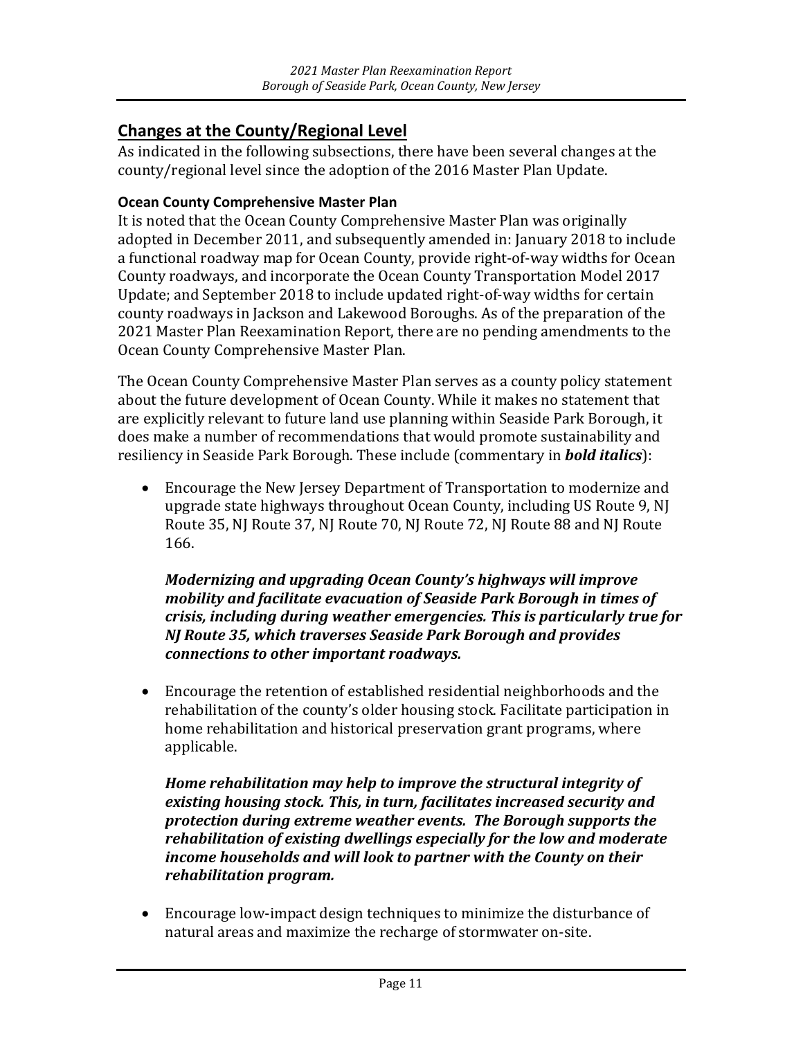## Changes at the County/Regional Level

As indicated in the following subsections, there have been several changes at the county/regional level since the adoption of the 2016 Master Plan Update.

### Ocean County Comprehensive Master Plan

It is noted that the Ocean County Comprehensive Master Plan was originally adopted in December 2011, and subsequently amended in: January 2018 to include a functional roadway map for Ocean County, provide right-of-way widths for Ocean County roadways, and incorporate the Ocean County Transportation Model 2017 Update; and September 2018 to include updated right-of-way widths for certain county roadways in Jackson and Lakewood Boroughs. As of the preparation of the 2021 Master Plan Reexamination Report, there are no pending amendments to the Ocean County Comprehensive Master Plan.

The Ocean County Comprehensive Master Plan serves as a county policy statement about the future development of Ocean County. While it makes no statement that are explicitly relevant to future land use planning within Seaside Park Borough, it does make a number of recommendations that would promote sustainability and resiliency in Seaside Park Borough. These include (commentary in ***bold italics***):

- Encourage the New Jersey Department of Transportation to modernize and upgrade state highways throughout Ocean County, including US Route 9, NJ Route 35, NJ Route 37, NJ Route 70, NJ Route 72, NJ Route 88 and NJ Route 166.

  ***Modernizing and upgrading Ocean County's highways will improve mobility and facilitate evacuation of Seaside Park Borough in times of crisis, including during weather emergencies. This is particularly true for NJ Route 35, which traverses Seaside Park Borough and provides connections to other important roadways.***

- Encourage the retention of established residential neighborhoods and the rehabilitation of the county's older housing stock. Facilitate participation in home rehabilitation and historical preservation grant programs, where applicable.

  ***Home rehabilitation may help to improve the structural integrity of existing housing stock. This, in turn, facilitates increased security and protection during extreme weather events. The Borough supports the rehabilitation of existing dwellings especially for the low and moderate income households and will look to partner with the County on their rehabilitation program.***

- Encourage low-impact design techniques to minimize the disturbance of natural areas and maximize the recharge of stormwater on-site.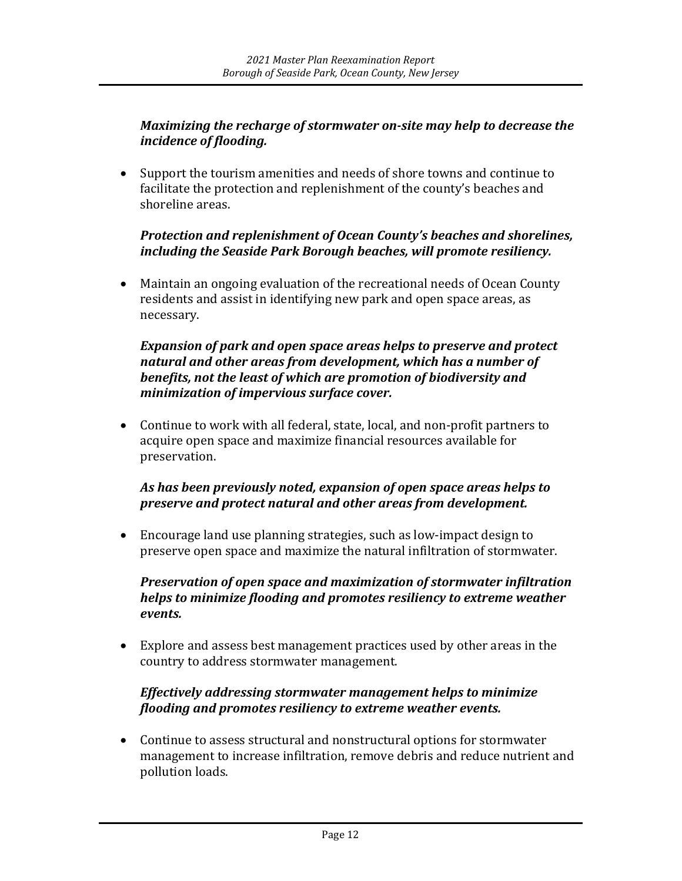***Maximizing the recharge of stormwater on-site may help to decrease the incidence of flooding.***

- Support the tourism amenities and needs of shore towns and continue to facilitate the protection and replenishment of the county's beaches and shoreline areas.

  ***Protection and replenishment of Ocean County's beaches and shorelines, including the Seaside Park Borough beaches, will promote resiliency.***

- Maintain an ongoing evaluation of the recreational needs of Ocean County residents and assist in identifying new park and open space areas, as necessary.

  ***Expansion of park and open space areas helps to preserve and protect natural and other areas from development, which has a number of benefits, not the least of which are promotion of biodiversity and minimization of impervious surface cover.***

- Continue to work with all federal, state, local, and non-profit partners to acquire open space and maximize financial resources available for preservation.

  ***As has been previously noted, expansion of open space areas helps to preserve and protect natural and other areas from development.***

- Encourage land use planning strategies, such as low-impact design to preserve open space and maximize the natural infiltration of stormwater.

  ***Preservation of open space and maximization of stormwater infiltration helps to minimize flooding and promotes resiliency to extreme weather events.***

- Explore and assess best management practices used by other areas in the country to address stormwater management.

  ***Effectively addressing stormwater management helps to minimize flooding and promotes resiliency to extreme weather events.***

- Continue to assess structural and nonstructural options for stormwater management to increase infiltration, remove debris and reduce nutrient and pollution loads.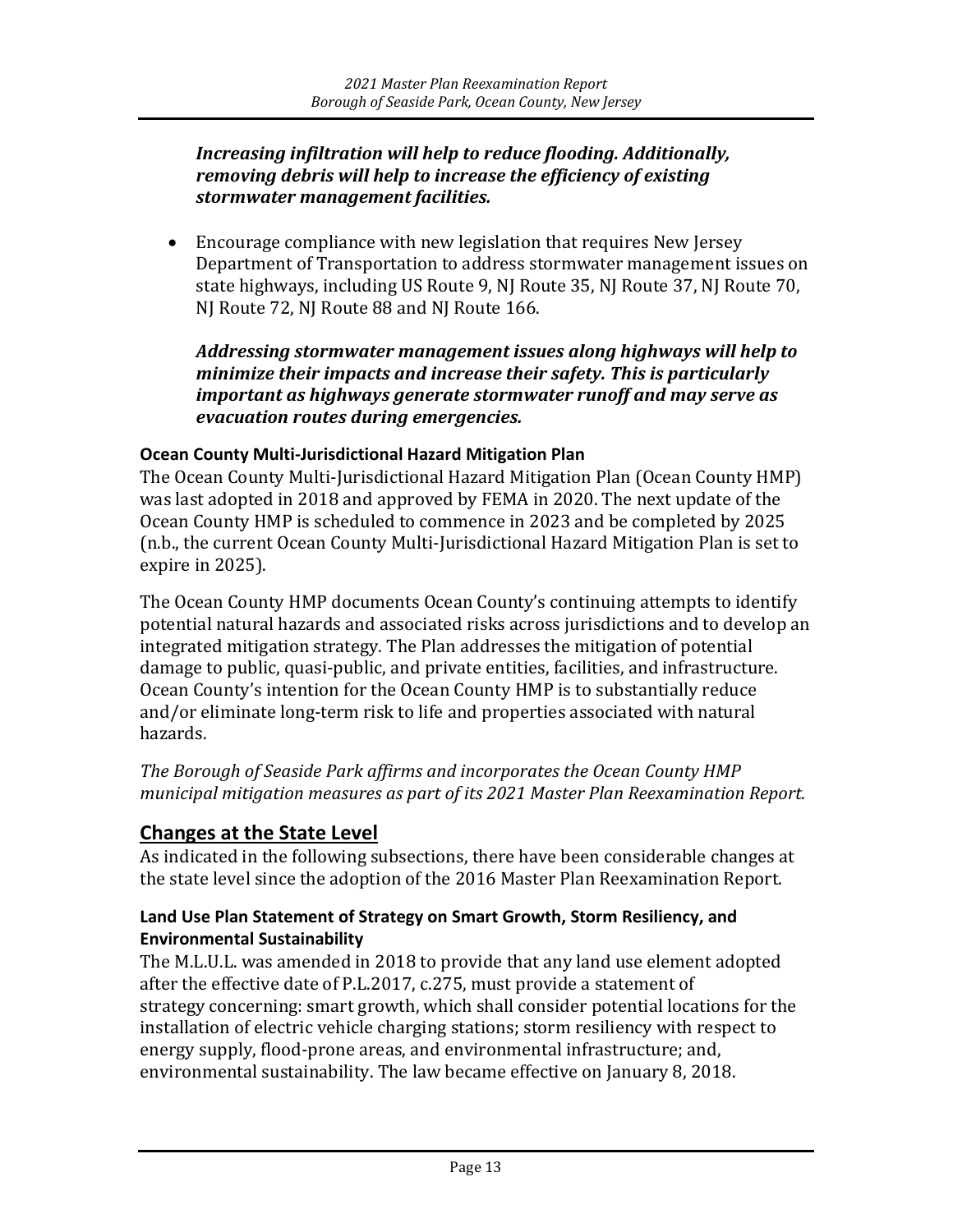***Increasing infiltration will help to reduce flooding. Additionally, removing debris will help to increase the efficiency of existing stormwater management facilities.***

- Encourage compliance with new legislation that requires New Jersey Department of Transportation to address stormwater management issues on state highways, including US Route 9, NJ Route 35, NJ Route 37, NJ Route 70, NJ Route 72, NJ Route 88 and NJ Route 166.

  ***Addressing stormwater management issues along highways will help to minimize their impacts and increase their safety. This is particularly important as highways generate stormwater runoff and may serve as evacuation routes during emergencies.***

### Ocean County Multi-Jurisdictional Hazard Mitigation Plan

The Ocean County Multi-Jurisdictional Hazard Mitigation Plan (Ocean County HMP) was last adopted in 2018 and approved by FEMA in 2020. The next update of the Ocean County HMP is scheduled to commence in 2023 and be completed by 2025 (n.b., the current Ocean County Multi-Jurisdictional Hazard Mitigation Plan is set to expire in 2025).

The Ocean County HMP documents Ocean County's continuing attempts to identify potential natural hazards and associated risks across jurisdictions and to develop an integrated mitigation strategy. The Plan addresses the mitigation of potential damage to public, quasi-public, and private entities, facilities, and infrastructure. Ocean County's intention for the Ocean County HMP is to substantially reduce and/or eliminate long-term risk to life and properties associated with natural hazards.

*The Borough of Seaside Park affirms and incorporates the Ocean County HMP municipal mitigation measures as part of its 2021 Master Plan Reexamination Report.*

## Changes at the State Level

As indicated in the following subsections, there have been considerable changes at the state level since the adoption of the 2016 Master Plan Reexamination Report.

### Land Use Plan Statement of Strategy on Smart Growth, Storm Resiliency, and Environmental Sustainability

The M.L.U.L. was amended in 2018 to provide that any land use element adopted after the effective date of P.L.2017, c.275, must provide a statement of strategy concerning: smart growth, which shall consider potential locations for the installation of electric vehicle charging stations; storm resiliency with respect to energy supply, flood-prone areas, and environmental infrastructure; and, environmental sustainability. The law became effective on January 8, 2018.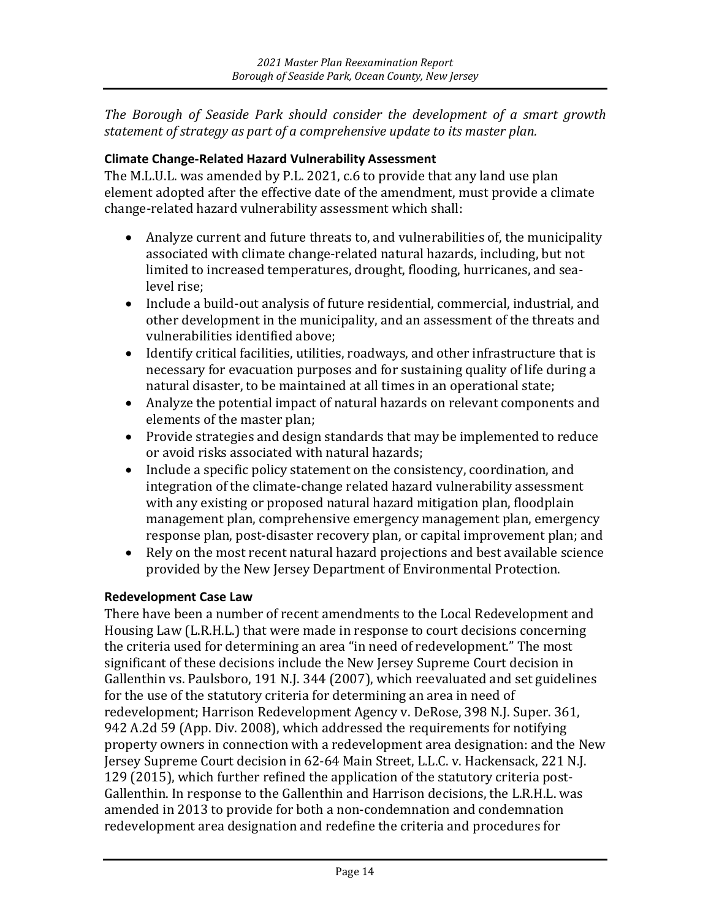*The Borough of Seaside Park should consider the development of a smart growth statement of strategy as part of a comprehensive update to its master plan.*

**Climate Change-Related Hazard Vulnerability Assessment**

The M.L.U.L. was amended by P.L. 2021, c.6 to provide that any land use plan element adopted after the effective date of the amendment, must provide a climate change-related hazard vulnerability assessment which shall:

- Analyze current and future threats to, and vulnerabilities of, the municipality associated with climate change-related natural hazards, including, but not limited to increased temperatures, drought, flooding, hurricanes, and sea-level rise;
- Include a build-out analysis of future residential, commercial, industrial, and other development in the municipality, and an assessment of the threats and vulnerabilities identified above;
- Identify critical facilities, utilities, roadways, and other infrastructure that is necessary for evacuation purposes and for sustaining quality of life during a natural disaster, to be maintained at all times in an operational state;
- Analyze the potential impact of natural hazards on relevant components and elements of the master plan;
- Provide strategies and design standards that may be implemented to reduce or avoid risks associated with natural hazards;
- Include a specific policy statement on the consistency, coordination, and integration of the climate-change related hazard vulnerability assessment with any existing or proposed natural hazard mitigation plan, floodplain management plan, comprehensive emergency management plan, emergency response plan, post-disaster recovery plan, or capital improvement plan; and
- Rely on the most recent natural hazard projections and best available science provided by the New Jersey Department of Environmental Protection.

**Redevelopment Case Law**

There have been a number of recent amendments to the Local Redevelopment and Housing Law (L.R.H.L.) that were made in response to court decisions concerning the criteria used for determining an area "in need of redevelopment." The most significant of these decisions include the New Jersey Supreme Court decision in Gallenthin vs. Paulsboro, 191 N.J. 344 (2007), which reevaluated and set guidelines for the use of the statutory criteria for determining an area in need of redevelopment; Harrison Redevelopment Agency v. DeRose, 398 N.J. Super. 361, 942 A.2d 59 (App. Div. 2008), which addressed the requirements for notifying property owners in connection with a redevelopment area designation: and the New Jersey Supreme Court decision in 62-64 Main Street, L.L.C. v. Hackensack, 221 N.J. 129 (2015), which further refined the application of the statutory criteria post-Gallenthin. In response to the Gallenthin and Harrison decisions, the L.R.H.L. was amended in 2013 to provide for both a non-condemnation and condemnation redevelopment area designation and redefine the criteria and procedures for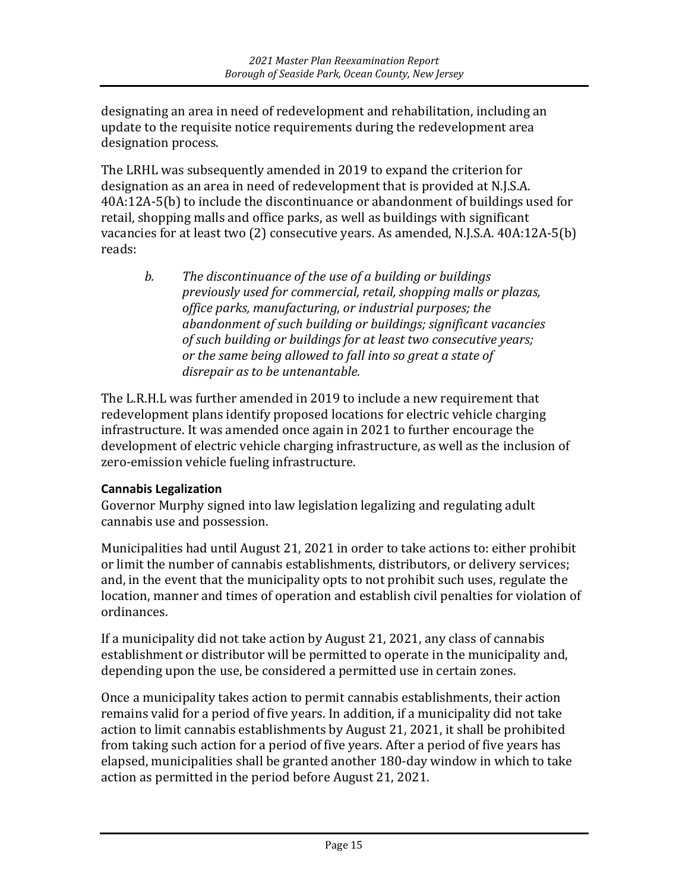designating an area in need of redevelopment and rehabilitation, including an update to the requisite notice requirements during the redevelopment area designation process.

The LRHL was subsequently amended in 2019 to expand the criterion for designation as an area in need of redevelopment that is provided at N.J.S.A. 40A:12A-5(b) to include the discontinuance or abandonment of buildings used for retail, shopping malls and office parks, as well as buildings with significant vacancies for at least two (2) consecutive years. As amended, N.J.S.A. 40A:12A-5(b) reads:

> *b. The discontinuance of the use of a building or buildings previously used for commercial, retail, shopping malls or plazas, office parks, manufacturing, or industrial purposes; the abandonment of such building or buildings; significant vacancies of such building or buildings for at least two consecutive years; or the same being allowed to fall into so great a state of disrepair as to be untenantable.*

The L.R.H.L was further amended in 2019 to include a new requirement that redevelopment plans identify proposed locations for electric vehicle charging infrastructure. It was amended once again in 2021 to further encourage the development of electric vehicle charging infrastructure, as well as the inclusion of zero-emission vehicle fueling infrastructure.

**Cannabis Legalization**

Governor Murphy signed into law legislation legalizing and regulating adult cannabis use and possession.

Municipalities had until August 21, 2021 in order to take actions to: either prohibit or limit the number of cannabis establishments, distributors, or delivery services; and, in the event that the municipality opts to not prohibit such uses, regulate the location, manner and times of operation and establish civil penalties for violation of ordinances.

If a municipality did not take action by August 21, 2021, any class of cannabis establishment or distributor will be permitted to operate in the municipality and, depending upon the use, be considered a permitted use in certain zones.

Once a municipality takes action to permit cannabis establishments, their action remains valid for a period of five years. In addition, if a municipality did not take action to limit cannabis establishments by August 21, 2021, it shall be prohibited from taking such action for a period of five years. After a period of five years has elapsed, municipalities shall be granted another 180-day window in which to take action as permitted in the period before August 21, 2021.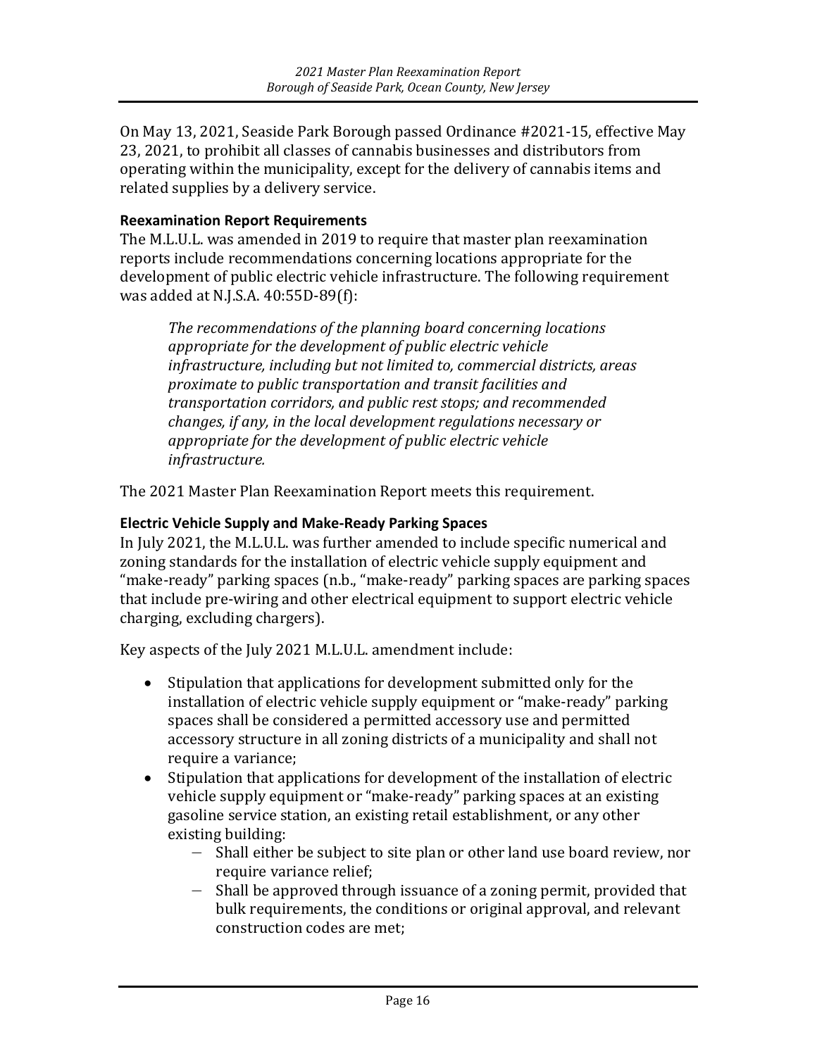On May 13, 2021, Seaside Park Borough passed Ordinance #2021-15, effective May 23, 2021, to prohibit all classes of cannabis businesses and distributors from operating within the municipality, except for the delivery of cannabis items and related supplies by a delivery service.

**Reexamination Report Requirements**

The M.L.U.L. was amended in 2019 to require that master plan reexamination reports include recommendations concerning locations appropriate for the development of public electric vehicle infrastructure. The following requirement was added at N.J.S.A. 40:55D-89(f):

> *The recommendations of the planning board concerning locations appropriate for the development of public electric vehicle infrastructure, including but not limited to, commercial districts, areas proximate to public transportation and transit facilities and transportation corridors, and public rest stops; and recommended changes, if any, in the local development regulations necessary or appropriate for the development of public electric vehicle infrastructure.*

The 2021 Master Plan Reexamination Report meets this requirement.

**Electric Vehicle Supply and Make-Ready Parking Spaces**

In July 2021, the M.L.U.L. was further amended to include specific numerical and zoning standards for the installation of electric vehicle supply equipment and "make-ready" parking spaces (n.b., "make-ready" parking spaces are parking spaces that include pre-wiring and other electrical equipment to support electric vehicle charging, excluding chargers).

Key aspects of the July 2021 M.L.U.L. amendment include:

- Stipulation that applications for development submitted only for the installation of electric vehicle supply equipment or "make-ready" parking spaces shall be considered a permitted accessory use and permitted accessory structure in all zoning districts of a municipality and shall not require a variance;
- Stipulation that applications for development of the installation of electric vehicle supply equipment or "make-ready" parking spaces at an existing gasoline service station, an existing retail establishment, or any other existing building:
  - Shall either be subject to site plan or other land use board review, nor require variance relief;
  - Shall be approved through issuance of a zoning permit, provided that bulk requirements, the conditions or original approval, and relevant construction codes are met;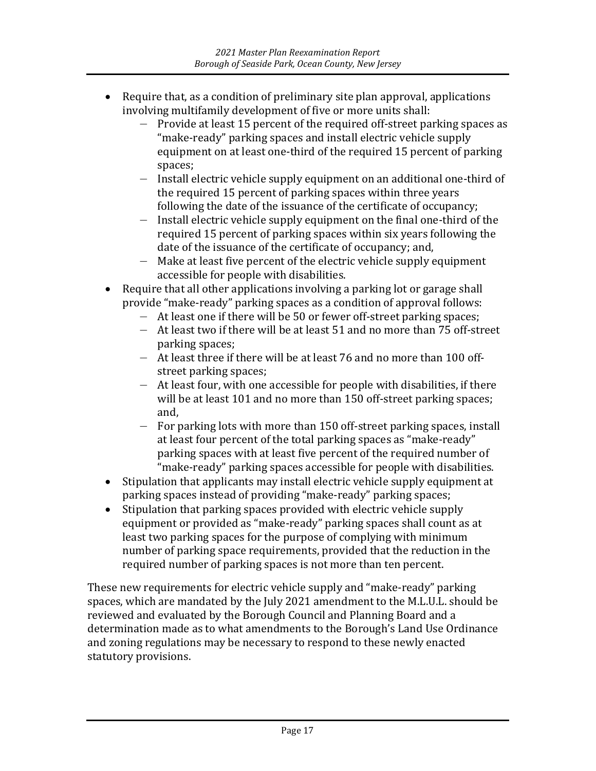- Require that, as a condition of preliminary site plan approval, applications involving multifamily development of five or more units shall:
  - Provide at least 15 percent of the required off-street parking spaces as "make-ready" parking spaces and install electric vehicle supply equipment on at least one-third of the required 15 percent of parking spaces;
  - Install electric vehicle supply equipment on an additional one-third of the required 15 percent of parking spaces within three years following the date of the issuance of the certificate of occupancy;
  - Install electric vehicle supply equipment on the final one-third of the required 15 percent of parking spaces within six years following the date of the issuance of the certificate of occupancy; and,
  - Make at least five percent of the electric vehicle supply equipment accessible for people with disabilities.
- Require that all other applications involving a parking lot or garage shall provide "make-ready" parking spaces as a condition of approval follows:
  - At least one if there will be 50 or fewer off-street parking spaces;
  - At least two if there will be at least 51 and no more than 75 off-street parking spaces;
  - At least three if there will be at least 76 and no more than 100 off-street parking spaces;
  - At least four, with one accessible for people with disabilities, if there will be at least 101 and no more than 150 off-street parking spaces; and,
  - For parking lots with more than 150 off-street parking spaces, install at least four percent of the total parking spaces as "make-ready" parking spaces with at least five percent of the required number of "make-ready" parking spaces accessible for people with disabilities.
- Stipulation that applicants may install electric vehicle supply equipment at parking spaces instead of providing "make-ready" parking spaces;
- Stipulation that parking spaces provided with electric vehicle supply equipment or provided as "make-ready" parking spaces shall count as at least two parking spaces for the purpose of complying with minimum number of parking space requirements, provided that the reduction in the required number of parking spaces is not more than ten percent.

These new requirements for electric vehicle supply and "make-ready" parking spaces, which are mandated by the July 2021 amendment to the M.L.U.L. should be reviewed and evaluated by the Borough Council and Planning Board and a determination made as to what amendments to the Borough's Land Use Ordinance and zoning regulations may be necessary to respond to these newly enacted statutory provisions.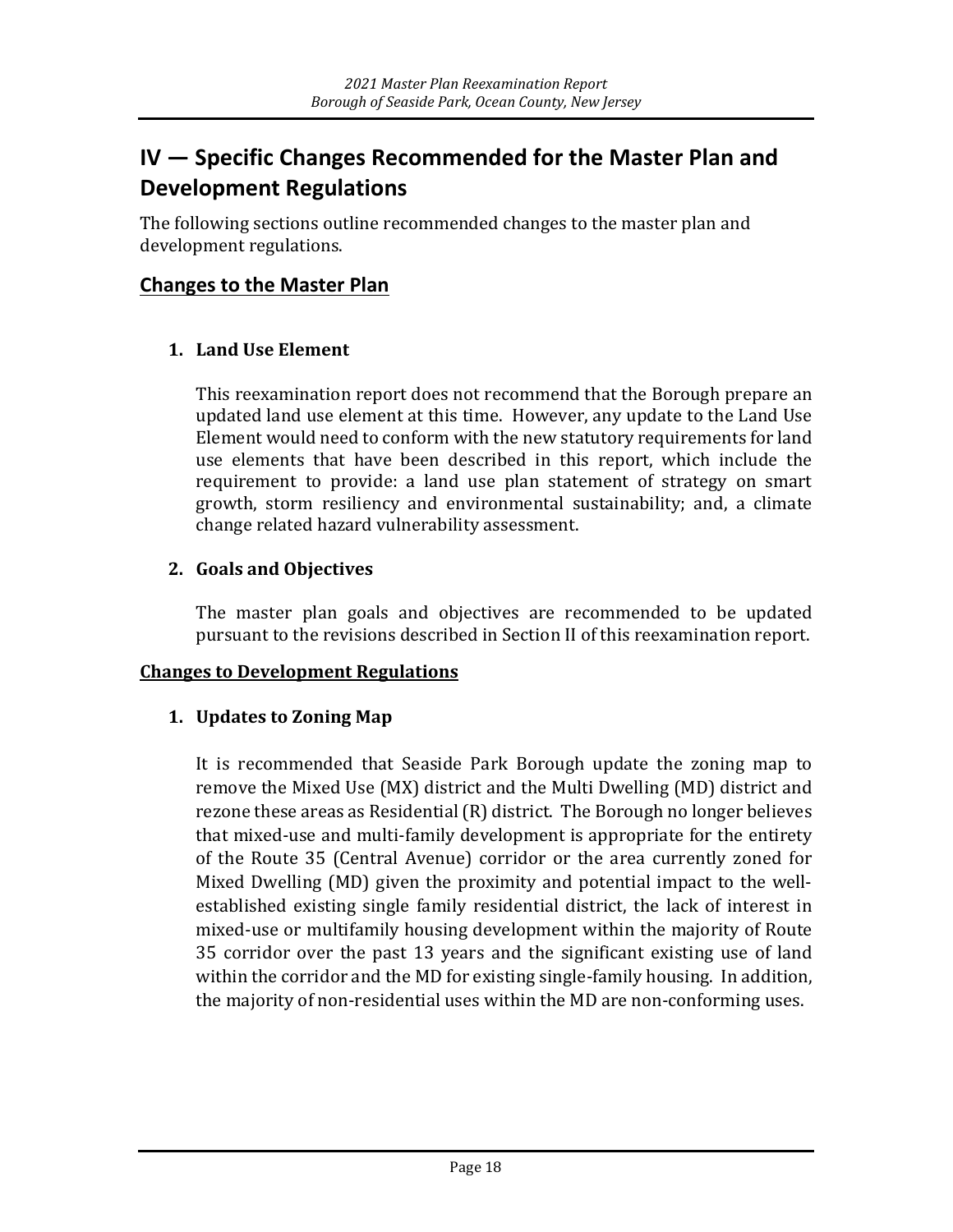# IV — Specific Changes Recommended for the Master Plan and Development Regulations

The following sections outline recommended changes to the master plan and development regulations.

## Changes to the Master Plan

1. **Land Use Element**

   This reexamination report does not recommend that the Borough prepare an updated land use element at this time. However, any update to the Land Use Element would need to conform with the new statutory requirements for land use elements that have been described in this report, which include the requirement to provide: a land use plan statement of strategy on smart growth, storm resiliency and environmental sustainability; and, a climate change related hazard vulnerability assessment.

2. **Goals and Objectives**

   The master plan goals and objectives are recommended to be updated pursuant to the revisions described in Section II of this reexamination report.

## Changes to Development Regulations

1. **Updates to Zoning Map**

   It is recommended that Seaside Park Borough update the zoning map to remove the Mixed Use (MX) district and the Multi Dwelling (MD) district and rezone these areas as Residential (R) district. The Borough no longer believes that mixed-use and multi-family development is appropriate for the entirety of the Route 35 (Central Avenue) corridor or the area currently zoned for Mixed Dwelling (MD) given the proximity and potential impact to the well-established existing single family residential district, the lack of interest in mixed-use or multifamily housing development within the majority of Route 35 corridor over the past 13 years and the significant existing use of land within the corridor and the MD for existing single-family housing. In addition, the majority of non-residential uses within the MD are non-conforming uses.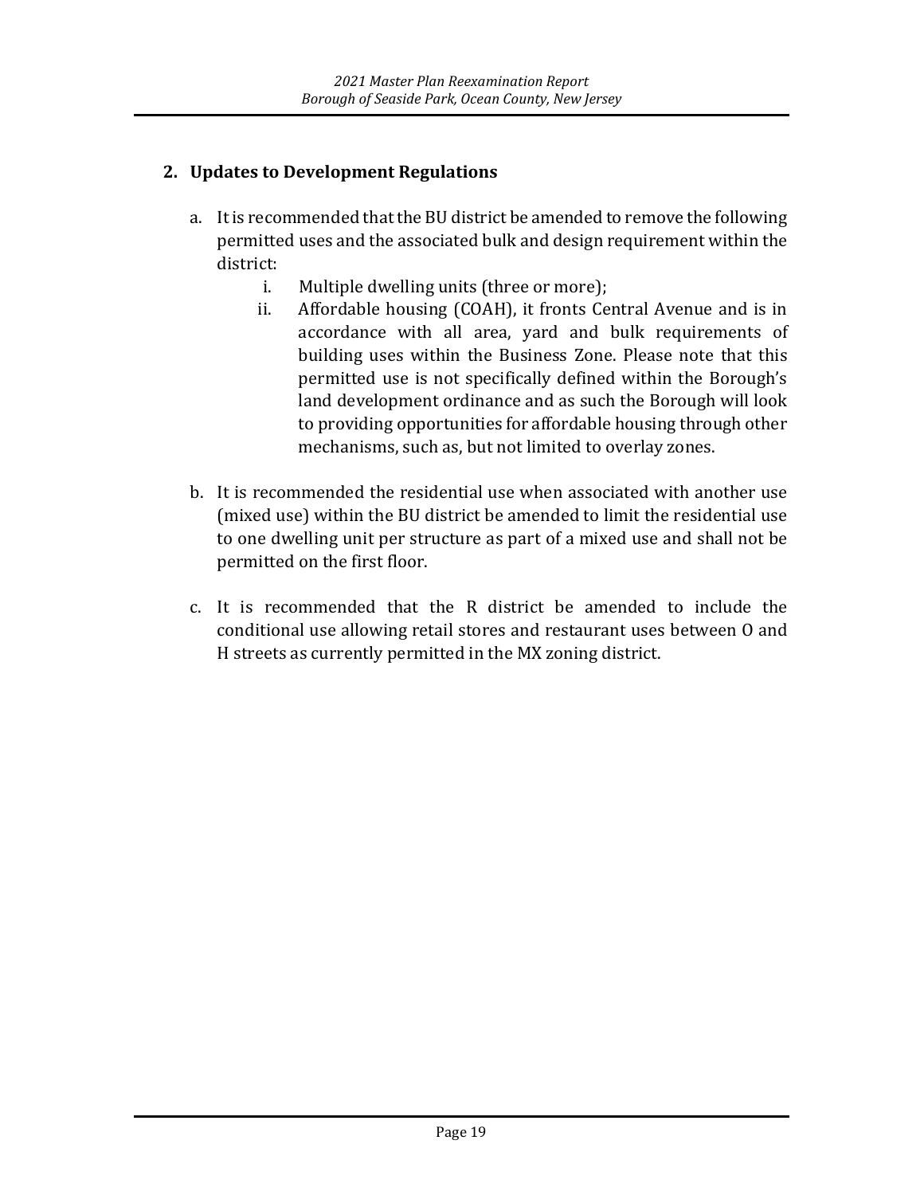## 2. Updates to Development Regulations

a. It is recommended that the BU district be amended to remove the following permitted uses and the associated bulk and design requirement within the district:

   i. Multiple dwelling units (three or more);

   ii. Affordable housing (COAH), it fronts Central Avenue and is in accordance with all area, yard and bulk requirements of building uses within the Business Zone. Please note that this permitted use is not specifically defined within the Borough's land development ordinance and as such the Borough will look to providing opportunities for affordable housing through other mechanisms, such as, but not limited to overlay zones.

b. It is recommended the residential use when associated with another use (mixed use) within the BU district be amended to limit the residential use to one dwelling unit per structure as part of a mixed use and shall not be permitted on the first floor.

c. It is recommended that the R district be amended to include the conditional use allowing retail stores and restaurant uses between O and H streets as currently permitted in the MX zoning district.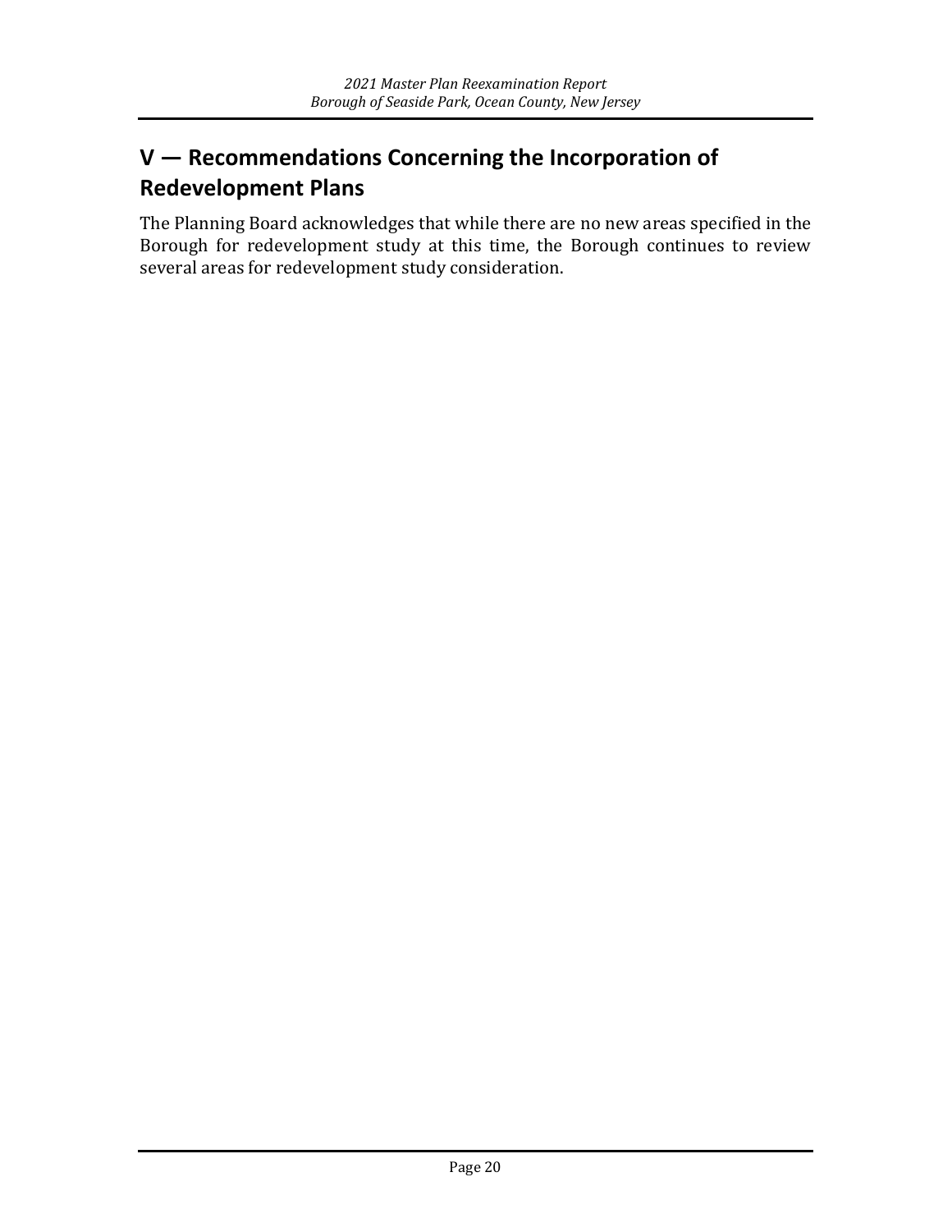## V — Recommendations Concerning the Incorporation of Redevelopment Plans

The Planning Board acknowledges that while there are no new areas specified in the Borough for redevelopment study at this time, the Borough continues to review several areas for redevelopment study consideration.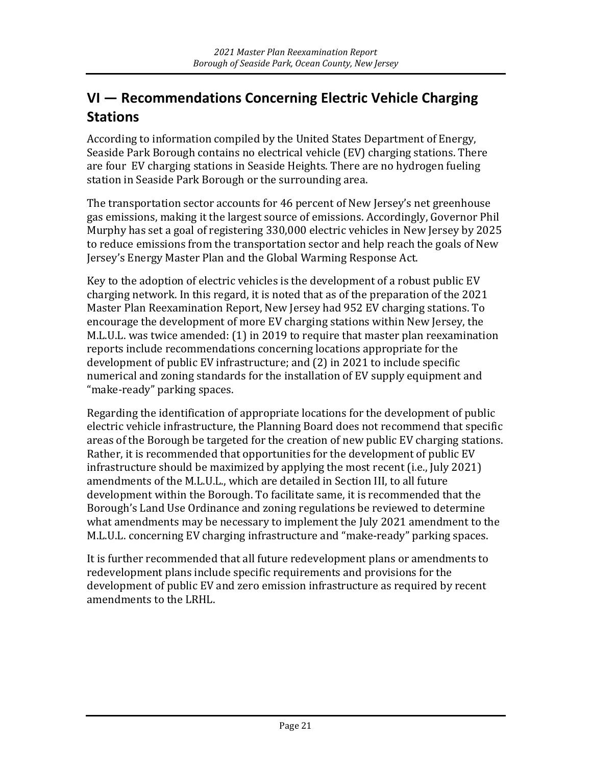## VI — Recommendations Concerning Electric Vehicle Charging Stations

According to information compiled by the United States Department of Energy, Seaside Park Borough contains no electrical vehicle (EV) charging stations. There are four EV charging stations in Seaside Heights. There are no hydrogen fueling station in Seaside Park Borough or the surrounding area.

The transportation sector accounts for 46 percent of New Jersey's net greenhouse gas emissions, making it the largest source of emissions. Accordingly, Governor Phil Murphy has set a goal of registering 330,000 electric vehicles in New Jersey by 2025 to reduce emissions from the transportation sector and help reach the goals of New Jersey's Energy Master Plan and the Global Warming Response Act.

Key to the adoption of electric vehicles is the development of a robust public EV charging network. In this regard, it is noted that as of the preparation of the 2021 Master Plan Reexamination Report, New Jersey had 952 EV charging stations. To encourage the development of more EV charging stations within New Jersey, the M.L.U.L. was twice amended: (1) in 2019 to require that master plan reexamination reports include recommendations concerning locations appropriate for the development of public EV infrastructure; and (2) in 2021 to include specific numerical and zoning standards for the installation of EV supply equipment and "make-ready" parking spaces.

Regarding the identification of appropriate locations for the development of public electric vehicle infrastructure, the Planning Board does not recommend that specific areas of the Borough be targeted for the creation of new public EV charging stations. Rather, it is recommended that opportunities for the development of public EV infrastructure should be maximized by applying the most recent (i.e., July 2021) amendments of the M.L.U.L., which are detailed in Section III, to all future development within the Borough. To facilitate same, it is recommended that the Borough's Land Use Ordinance and zoning regulations be reviewed to determine what amendments may be necessary to implement the July 2021 amendment to the M.L.U.L. concerning EV charging infrastructure and "make-ready" parking spaces.

It is further recommended that all future redevelopment plans or amendments to redevelopment plans include specific requirements and provisions for the development of public EV and zero emission infrastructure as required by recent amendments to the LRHL.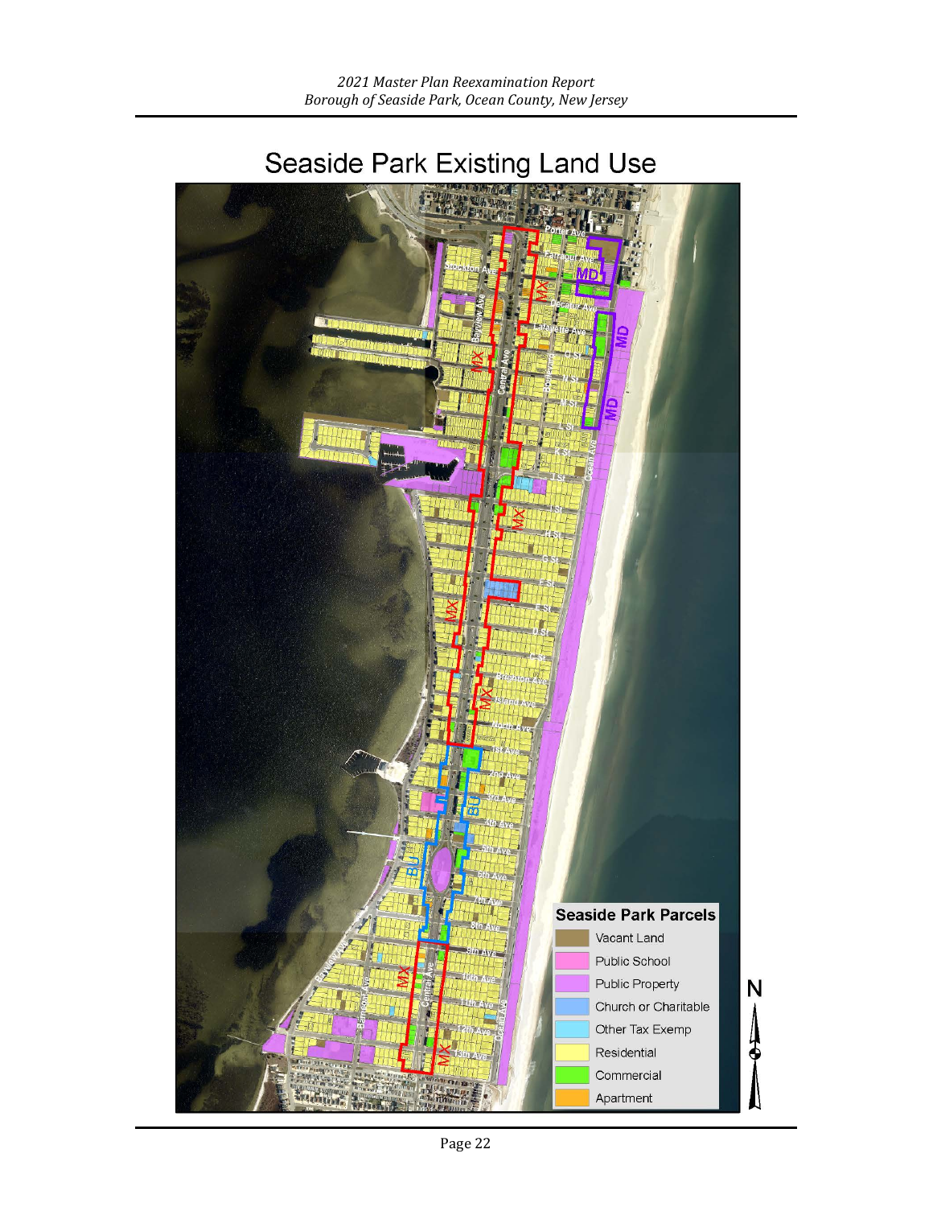# Seaside Park Existing Land Use

Porter Ave
Farragut Ave
Stockton Ave
Decatur Ave
Lafayette Ave
Bayview Ave
Central Ave
Boulevard
O St
N St
M St
L St
K St
J St
I St
H St
G St
F St
E St
D St
C St
Brighton Ave
Island Ave
North Ave
1st Ave
2nd Ave
3rd Ave
4th Ave
5th Ave
6th Ave
7th Ave
8th Ave
9th Ave
10th Ave
11th Ave
12th Ave
13th Ave
Ocean Ave
Barnegat Ave

MX
MD
BU

**Seaside Park Parcels**

- Vacant Land
- Public School
- Public Property
- Church or Charitable
- Other Tax Exemp
- Residential
- Commercial
- Apartment

N